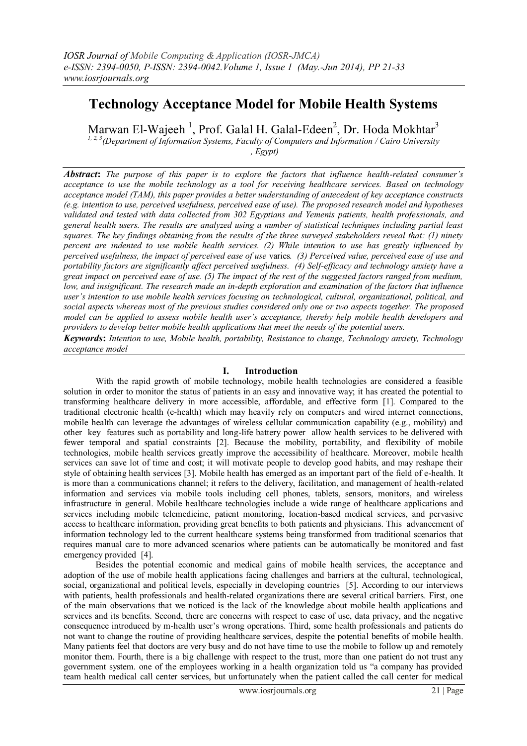# Technology Acceptance Model for Mobile Health Systems

Marwan El-Wajeeh [1], Prof. Galal H. Galal-Edeen[2], Dr. Hoda Mokhtar[3]

[1, 2, 3](Department of Information Systems, Faculty of Computers and Information / Cairo University, Egypt)

***Abstract*:** *The purpose of this paper is to explore the factors that influence health-related consumer's acceptance to use the mobile technology as a tool for receiving healthcare services. Based on technology acceptance model (TAM), this paper provides a better understanding of antecedent of key acceptance constructs (e.g. intention to use, perceived usefulness, perceived ease of use). The proposed research model and hypotheses validated and tested with data collected from 302 Egyptians and Yemenis patients, health professionals, and general health users. The results are analyzed using a number of statistical techniques including partial least squares. The key findings obtaining from the results of the three surveyed stakeholders reveal that: (1) ninety percent are indented to use mobile health services. (2) While intention to use has greatly influenced by perceived usefulness, the impact of perceived ease of use* varies. *(3) Perceived value, perceived ease of use and portability factors are significantly affect perceived usefulness. (4) Self-efficacy and technology anxiety have a great impact on perceived ease of use. (5) The impact of the rest of the suggested factors ranged from medium, low, and insignificant. The research made an in-depth exploration and examination of the factors that influence user's intention to use mobile health services focusing on technological, cultural, organizational, political, and social aspects whereas most of the previous studies considered only one or two aspects together. The proposed model can be applied to assess mobile health user's acceptance, thereby help mobile health developers and providers to develop better mobile health applications that meet the needs of the potential users.*

***Keywords*:** *Intention to use, Mobile health, portability, Resistance to change, Technology anxiety, Technology acceptance model*

## I. Introduction

With the rapid growth of mobile technology, mobile health technologies are considered a feasible solution in order to monitor the status of patients in an easy and innovative way; it has created the potential to transforming healthcare delivery in more accessible, affordable, and effective form [1]. Compared to the traditional electronic health (e-health) which may heavily rely on computers and wired internet connections, mobile health can leverage the advantages of wireless cellular communication capability (e.g., mobility) and other key features such as portability and long-life battery power allow health services to be delivered with fewer temporal and spatial constraints [2]. Because the mobility, portability, and flexibility of mobile technologies, mobile health services greatly improve the accessibility of healthcare. Moreover, mobile health services can save lot of time and cost; it will motivate people to develop good habits, and may reshape their style of obtaining health services [3]. Mobile health has emerged as an important part of the field of e-health. It is more than a communications channel; it refers to the delivery, facilitation, and management of health-related information and services via mobile tools including cell phones, tablets, sensors, monitors, and wireless infrastructure in general. Mobile healthcare technologies include a wide range of healthcare applications and services including mobile telemedicine, patient monitoring, location-based medical services, and pervasive access to healthcare information, providing great benefits to both patients and physicians. This advancement of information technology led to the current healthcare systems being transformed from traditional scenarios that requires manual care to more advanced scenarios where patients can be automatically be monitored and fast emergency provided [4].

Besides the potential economic and medical gains of mobile health services, the acceptance and adoption of the use of mobile health applications facing challenges and barriers at the cultural, technological, social, organizational and political levels, especially in developing countries [5]. According to our interviews with patients, health professionals and health-related organizations there are several critical barriers. First, one of the main observations that we noticed is the lack of the knowledge about mobile health applications and services and its benefits. Second, there are concerns with respect to ease of use, data privacy, and the negative consequence introduced by m-health user's wrong operations. Third, some health professionals and patients do not want to change the routine of providing healthcare services, despite the potential benefits of mobile health. Many patients feel that doctors are very busy and do not have time to use the mobile to follow up and remotely monitor them. Fourth, there is a big challenge with respect to the trust, more than one patient do not trust any government system. one of the employees working in a health organization told us "a company has provided team health medical call center services, but unfortunately when the patient called the call center for medical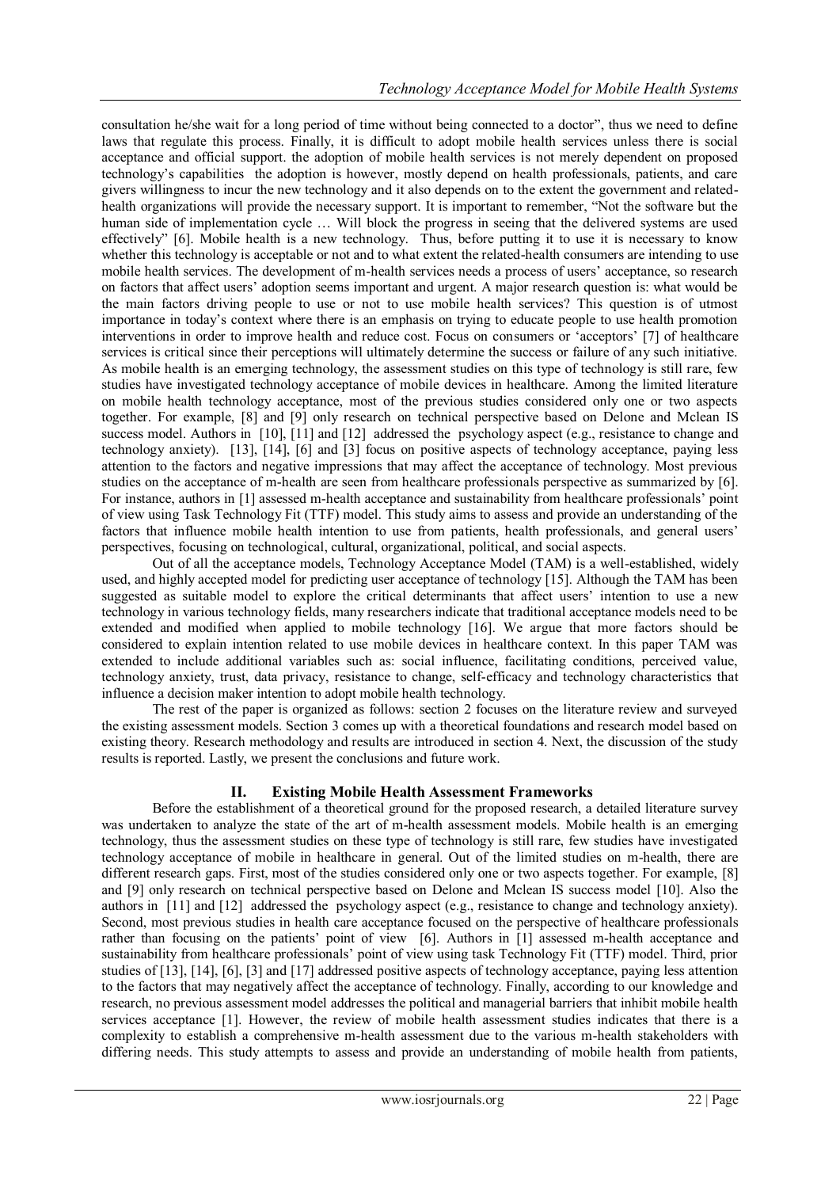consultation he/she wait for a long period of time without being connected to a doctor", thus we need to define laws that regulate this process. Finally, it is difficult to adopt mobile health services unless there is social acceptance and official support. the adoption of mobile health services is not merely dependent on proposed technology's capabilities the adoption is however, mostly depend on health professionals, patients, and care givers willingness to incur the new technology and it also depends on to the extent the government and related-health organizations will provide the necessary support. It is important to remember, "Not the software but the human side of implementation cycle … Will block the progress in seeing that the delivered systems are used effectively" [6]. Mobile health is a new technology. Thus, before putting it to use it is necessary to know whether this technology is acceptable or not and to what extent the related-health consumers are intending to use mobile health services. The development of m-health services needs a process of users' acceptance, so research on factors that affect users' adoption seems important and urgent. A major research question is: what would be the main factors driving people to use or not to use mobile health services? This question is of utmost importance in today's context where there is an emphasis on trying to educate people to use health promotion interventions in order to improve health and reduce cost. Focus on consumers or 'acceptors' [7] of healthcare services is critical since their perceptions will ultimately determine the success or failure of any such initiative. As mobile health is an emerging technology, the assessment studies on this type of technology is still rare, few studies have investigated technology acceptance of mobile devices in healthcare. Among the limited literature on mobile health technology acceptance, most of the previous studies considered only one or two aspects together. For example, [8] and [9] only research on technical perspective based on Delone and Mclean IS success model. Authors in [10], [11] and [12] addressed the psychology aspect (e.g., resistance to change and technology anxiety). [13], [14], [6] and [3] focus on positive aspects of technology acceptance, paying less attention to the factors and negative impressions that may affect the acceptance of technology. Most previous studies on the acceptance of m-health are seen from healthcare professionals perspective as summarized by [6]. For instance, authors in [1] assessed m-health acceptance and sustainability from healthcare professionals' point of view using Task Technology Fit (TTF) model. This study aims to assess and provide an understanding of the factors that influence mobile health intention to use from patients, health professionals, and general users' perspectives, focusing on technological, cultural, organizational, political, and social aspects.

Out of all the acceptance models, Technology Acceptance Model (TAM) is a well-established, widely used, and highly accepted model for predicting user acceptance of technology [15]. Although the TAM has been suggested as suitable model to explore the critical determinants that affect users' intention to use a new technology in various technology fields, many researchers indicate that traditional acceptance models need to be extended and modified when applied to mobile technology [16]. We argue that more factors should be considered to explain intention related to use mobile devices in healthcare context. In this paper TAM was extended to include additional variables such as: social influence, facilitating conditions, perceived value, technology anxiety, trust, data privacy, resistance to change, self-efficacy and technology characteristics that influence a decision maker intention to adopt mobile health technology.

The rest of the paper is organized as follows: section 2 focuses on the literature review and surveyed the existing assessment models. Section 3 comes up with a theoretical foundations and research model based on existing theory. Research methodology and results are introduced in section 4. Next, the discussion of the study results is reported. Lastly, we present the conclusions and future work.

## II. Existing Mobile Health Assessment Frameworks

Before the establishment of a theoretical ground for the proposed research, a detailed literature survey was undertaken to analyze the state of the art of m-health assessment models. Mobile health is an emerging technology, thus the assessment studies on these type of technology is still rare, few studies have investigated technology acceptance of mobile in healthcare in general. Out of the limited studies on m-health, there are different research gaps. First, most of the studies considered only one or two aspects together. For example, [8] and [9] only research on technical perspective based on Delone and Mclean IS success model [10]. Also the authors in [11] and [12] addressed the psychology aspect (e.g., resistance to change and technology anxiety). Second, most previous studies in health care acceptance focused on the perspective of healthcare professionals rather than focusing on the patients' point of view [6]. Authors in [1] assessed m-health acceptance and sustainability from healthcare professionals' point of view using task Technology Fit (TTF) model. Third, prior studies of [13], [14], [6], [3] and [17] addressed positive aspects of technology acceptance, paying less attention to the factors that may negatively affect the acceptance of technology. Finally, according to our knowledge and research, no previous assessment model addresses the political and managerial barriers that inhibit mobile health services acceptance [1]. However, the review of mobile health assessment studies indicates that there is a complexity to establish a comprehensive m-health assessment due to the various m-health stakeholders with differing needs. This study attempts to assess and provide an understanding of mobile health from patients,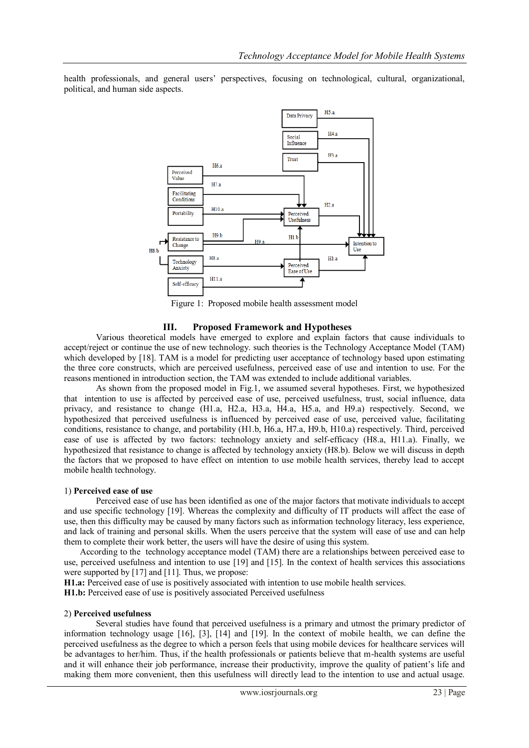health professionals, and general users' perspectives, focusing on technological, cultural, organizational, political, and human side aspects.

Figure 1: Proposed mobile health assessment model

## III. Proposed Framework and Hypotheses

Various theoretical models have emerged to explore and explain factors that cause individuals to accept/reject or continue the use of new technology. such theories is the Technology Acceptance Model (TAM) which developed by [18]. TAM is a model for predicting user acceptance of technology based upon estimating the three core constructs, which are perceived usefulness, perceived ease of use and intention to use. For the reasons mentioned in introduction section, the TAM was extended to include additional variables.

As shown from the proposed model in Fig.1, we assumed several hypotheses. First, we hypothesized that intention to use is affected by perceived ease of use, perceived usefulness, trust, social influence, data privacy, and resistance to change (H1.a, H2.a, H3.a, H4.a, H5.a, and H9.a) respectively. Second, we hypothesized that perceived usefulness is influenced by perceived ease of use, perceived value, facilitating conditions, resistance to change, and portability (H1.b, H6.a, H7.a, H9.b, H10.a) respectively. Third, perceived ease of use is affected by two factors: technology anxiety and self-efficacy (H8.a, H11.a). Finally, we hypothesized that resistance to change is affected by technology anxiety (H8.b). Below we will discuss in depth the factors that we proposed to have effect on intention to use mobile health services, thereby lead to accept mobile health technology.

### 1) Perceived ease of use

Perceived ease of use has been identified as one of the major factors that motivate individuals to accept and use specific technology [19]. Whereas the complexity and difficulty of IT products will affect the ease of use, then this difficulty may be caused by many factors such as information technology literacy, less experience, and lack of training and personal skills. When the users perceive that the system will ease of use and can help them to complete their work better, the users will have the desire of using this system.

According to the technology acceptance model (TAM) there are a relationships between perceived ease to use, perceived usefulness and intention to use [19] and [15]. In the context of health services this associations were supported by [17] and [11]. Thus, we propose:

**H1.a:** Perceived ease of use is positively associated with intention to use mobile health services.
**H1.b:** Perceived ease of use is positively associated Perceived usefulness

### 2) Perceived usefulness

Several studies have found that perceived usefulness is a primary and utmost the primary predictor of information technology usage [16], [3], [14] and [19]. In the context of mobile health, we can define the perceived usefulness as the degree to which a person feels that using mobile devices for healthcare services will be advantages to her/him. Thus, if the health professionals or patients believe that m-health systems are useful and it will enhance their job performance, increase their productivity, improve the quality of patient's life and making them more convenient, then this usefulness will directly lead to the intention to use and actual usage.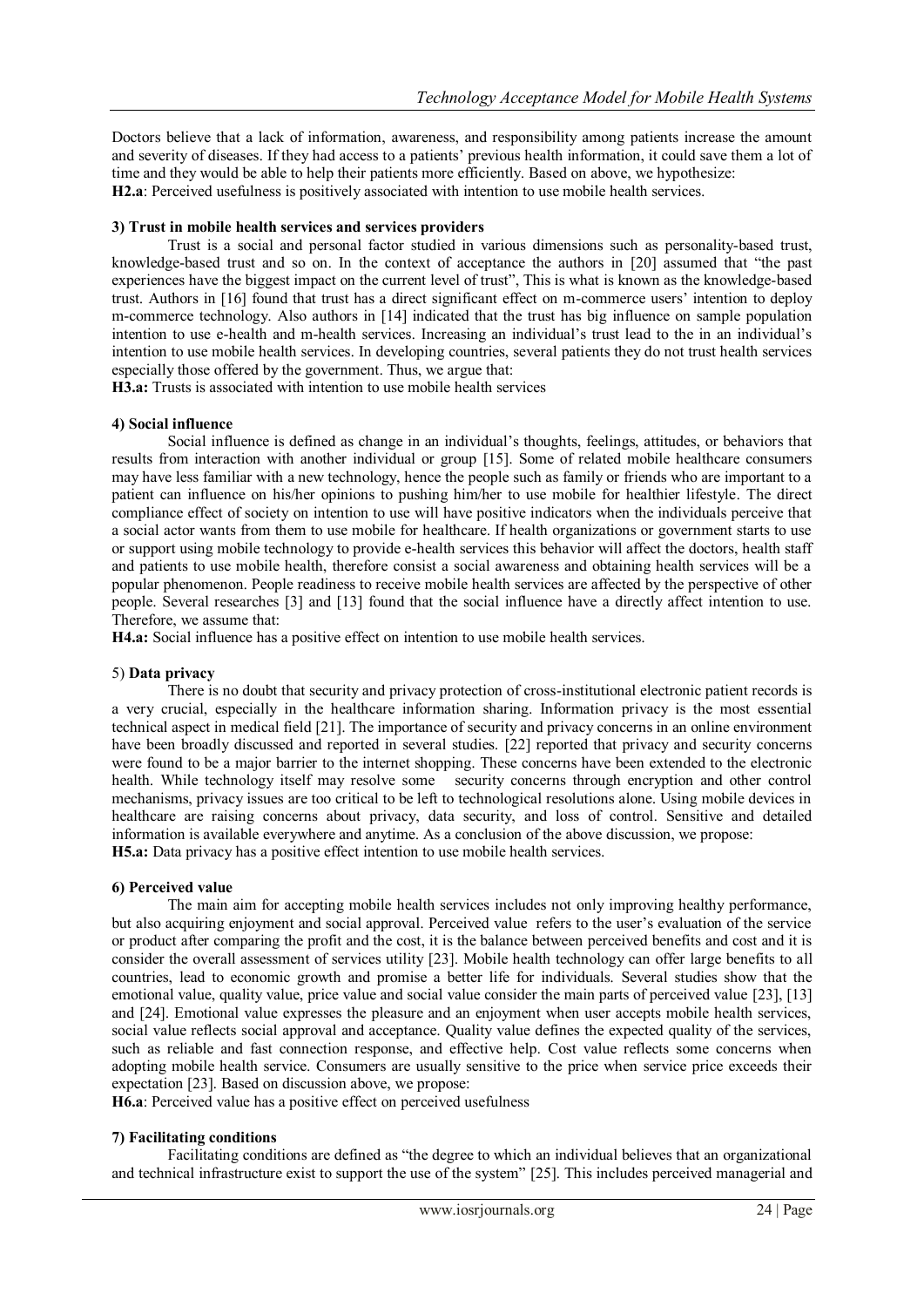Doctors believe that a lack of information, awareness, and responsibility among patients increase the amount and severity of diseases. If they had access to a patients' previous health information, it could save them a lot of time and they would be able to help their patients more efficiently. Based on above, we hypothesize:
**H2.a**: Perceived usefulness is positively associated with intention to use mobile health services.

**3) Trust in mobile health services and services providers**

Trust is a social and personal factor studied in various dimensions such as personality-based trust, knowledge-based trust and so on. In the context of acceptance the authors in [20] assumed that "the past experiences have the biggest impact on the current level of trust", This is what is known as the knowledge-based trust. Authors in [16] found that trust has a direct significant effect on m-commerce users' intention to deploy m-commerce technology. Also authors in [14] indicated that the trust has big influence on sample population intention to use e-health and m-health services. Increasing an individual's trust lead to the in an individual's intention to use mobile health services. In developing countries, several patients they do not trust health services especially those offered by the government. Thus, we argue that:
**H3.a:** Trusts is associated with intention to use mobile health services

**4) Social influence**

Social influence is defined as change in an individual's thoughts, feelings, attitudes, or behaviors that results from interaction with another individual or group [15]. Some of related mobile healthcare consumers may have less familiar with a new technology, hence the people such as family or friends who are important to a patient can influence on his/her opinions to pushing him/her to use mobile for healthier lifestyle. The direct compliance effect of society on intention to use will have positive indicators when the individuals perceive that a social actor wants from them to use mobile for healthcare. If health organizations or government starts to use or support using mobile technology to provide e-health services this behavior will affect the doctors, health staff and patients to use mobile health, therefore consist a social awareness and obtaining health services will be a popular phenomenon. People readiness to receive mobile health services are affected by the perspective of other people. Several researches [3] and [13] found that the social influence have a directly affect intention to use. Therefore, we assume that:
**H4.a:** Social influence has a positive effect on intention to use mobile health services.

5) **Data privacy**

There is no doubt that security and privacy protection of cross-institutional electronic patient records is a very crucial, especially in the healthcare information sharing. Information privacy is the most essential technical aspect in medical field [21]. The importance of security and privacy concerns in an online environment have been broadly discussed and reported in several studies. [22] reported that privacy and security concerns were found to be a major barrier to the internet shopping. These concerns have been extended to the electronic health. While technology itself may resolve some security concerns through encryption and other control mechanisms, privacy issues are too critical to be left to technological resolutions alone. Using mobile devices in healthcare are raising concerns about privacy, data security, and loss of control. Sensitive and detailed information is available everywhere and anytime. As a conclusion of the above discussion, we propose:
**H5.a:** Data privacy has a positive effect intention to use mobile health services.

**6) Perceived value**

The main aim for accepting mobile health services includes not only improving healthy performance, but also acquiring enjoyment and social approval. Perceived value refers to the user's evaluation of the service or product after comparing the profit and the cost, it is the balance between perceived benefits and cost and it is consider the overall assessment of services utility [23]. Mobile health technology can offer large benefits to all countries, lead to economic growth and promise a better life for individuals. Several studies show that the emotional value, quality value, price value and social value consider the main parts of perceived value [23], [13] and [24]. Emotional value expresses the pleasure and an enjoyment when user accepts mobile health services, social value reflects social approval and acceptance. Quality value defines the expected quality of the services, such as reliable and fast connection response, and effective help. Cost value reflects some concerns when adopting mobile health service. Consumers are usually sensitive to the price when service price exceeds their expectation [23]. Based on discussion above, we propose:
**H6.a**: Perceived value has a positive effect on perceived usefulness

**7) Facilitating conditions**

Facilitating conditions are defined as "the degree to which an individual believes that an organizational and technical infrastructure exist to support the use of the system" [25]. This includes perceived managerial and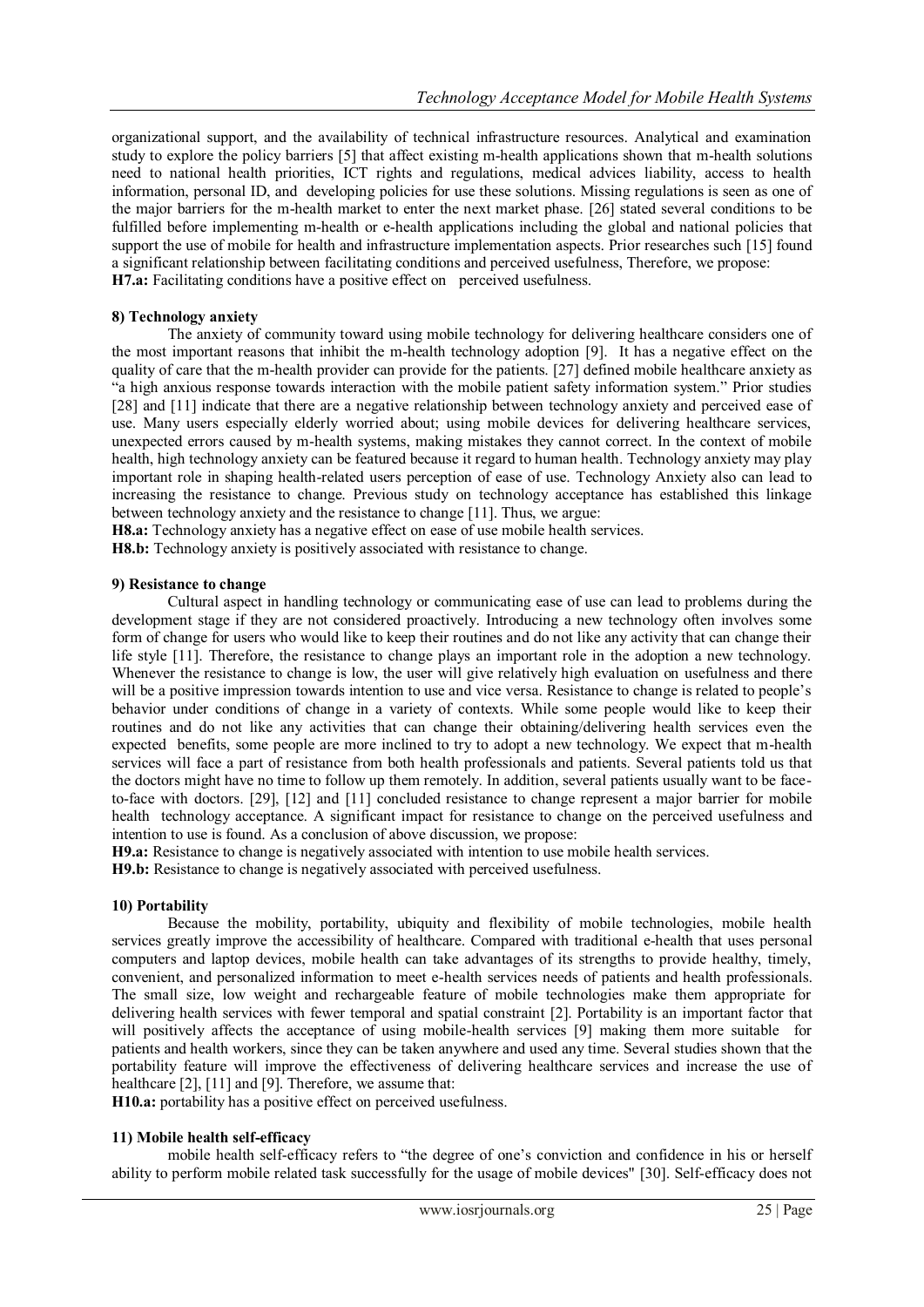organizational support, and the availability of technical infrastructure resources. Analytical and examination study to explore the policy barriers [5] that affect existing m-health applications shown that m-health solutions need to national health priorities, ICT rights and regulations, medical advices liability, access to health information, personal ID, and developing policies for use these solutions. Missing regulations is seen as one of the major barriers for the m-health market to enter the next market phase. [26] stated several conditions to be fulfilled before implementing m-health or e-health applications including the global and national policies that support the use of mobile for health and infrastructure implementation aspects. Prior researches such [15] found a significant relationship between facilitating conditions and perceived usefulness, Therefore, we propose:

**H7.a:** Facilitating conditions have a positive effect on perceived usefulness.

**8) Technology anxiety**

The anxiety of community toward using mobile technology for delivering healthcare considers one of the most important reasons that inhibit the m-health technology adoption [9]. It has a negative effect on the quality of care that the m-health provider can provide for the patients. [27] defined mobile healthcare anxiety as "a high anxious response towards interaction with the mobile patient safety information system." Prior studies [28] and [11] indicate that there are a negative relationship between technology anxiety and perceived ease of use. Many users especially elderly worried about; using mobile devices for delivering healthcare services, unexpected errors caused by m-health systems, making mistakes they cannot correct. In the context of mobile health, high technology anxiety can be featured because it regard to human health. Technology anxiety may play important role in shaping health-related users perception of ease of use. Technology Anxiety also can lead to increasing the resistance to change. Previous study on technology acceptance has established this linkage between technology anxiety and the resistance to change [11]. Thus, we argue:

**H8.a:** Technology anxiety has a negative effect on ease of use mobile health services.

**H8.b:** Technology anxiety is positively associated with resistance to change.

**9) Resistance to change**

Cultural aspect in handling technology or communicating ease of use can lead to problems during the development stage if they are not considered proactively. Introducing a new technology often involves some form of change for users who would like to keep their routines and do not like any activity that can change their life style [11]. Therefore, the resistance to change plays an important role in the adoption a new technology. Whenever the resistance to change is low, the user will give relatively high evaluation on usefulness and there will be a positive impression towards intention to use and vice versa. Resistance to change is related to people's behavior under conditions of change in a variety of contexts. While some people would like to keep their routines and do not like any activities that can change their obtaining/delivering health services even the expected benefits, some people are more inclined to try to adopt a new technology. We expect that m-health services will face a part of resistance from both health professionals and patients. Several patients told us that the doctors might have no time to follow up them remotely. In addition, several patients usually want to be face-to-face with doctors. [29], [12] and [11] concluded resistance to change represent a major barrier for mobile health technology acceptance. A significant impact for resistance to change on the perceived usefulness and intention to use is found. As a conclusion of above discussion, we propose:

**H9.a:** Resistance to change is negatively associated with intention to use mobile health services.

**H9.b:** Resistance to change is negatively associated with perceived usefulness.

**10) Portability**

Because the mobility, portability, ubiquity and flexibility of mobile technologies, mobile health services greatly improve the accessibility of healthcare. Compared with traditional e-health that uses personal computers and laptop devices, mobile health can take advantages of its strengths to provide healthy, timely, convenient, and personalized information to meet e-health services needs of patients and health professionals. The small size, low weight and rechargeable feature of mobile technologies make them appropriate for delivering health services with fewer temporal and spatial constraint [2]. Portability is an important factor that will positively affects the acceptance of using mobile-health services [9] making them more suitable for patients and health workers, since they can be taken anywhere and used any time. Several studies shown that the portability feature will improve the effectiveness of delivering healthcare services and increase the use of healthcare [2], [11] and [9]. Therefore, we assume that:

**H10.a:** portability has a positive effect on perceived usefulness.

**11) Mobile health self-efficacy**

mobile health self-efficacy refers to "the degree of one's conviction and confidence in his or herself ability to perform mobile related task successfully for the usage of mobile devices" [30]. Self-efficacy does not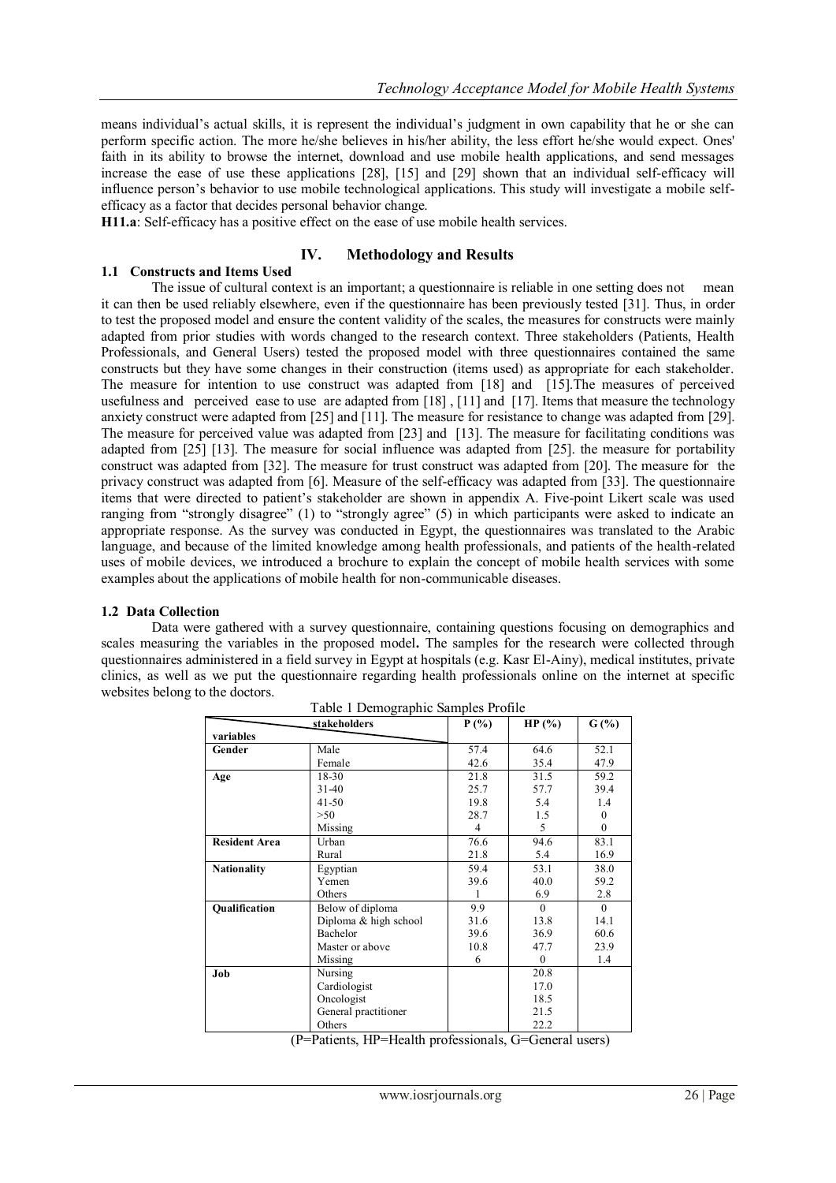means individual's actual skills, it is represent the individual's judgment in own capability that he or she can perform specific action. The more he/she believes in his/her ability, the less effort he/she would expect. Ones' faith in its ability to browse the internet, download and use mobile health applications, and send messages increase the ease of use these applications [28], [15] and [29] shown that an individual self-efficacy will influence person's behavior to use mobile technological applications. This study will investigate a mobile self-efficacy as a factor that decides personal behavior change.

**H11.a**: Self-efficacy has a positive effect on the ease of use mobile health services.

## IV. Methodology and Results

### 1.1 Constructs and Items Used

The issue of cultural context is an important; a questionnaire is reliable in one setting does not mean it can then be used reliably elsewhere, even if the questionnaire has been previously tested [31]. Thus, in order to test the proposed model and ensure the content validity of the scales, the measures for constructs were mainly adapted from prior studies with words changed to the research context. Three stakeholders (Patients, Health Professionals, and General Users) tested the proposed model with three questionnaires contained the same constructs but they have some changes in their construction (items used) as appropriate for each stakeholder. The measure for intention to use construct was adapted from [18] and [15].The measures of perceived usefulness and perceived ease to use are adapted from [18] , [11] and [17]. Items that measure the technology anxiety construct were adapted from [25] and [11]. The measure for resistance to change was adapted from [29]. The measure for perceived value was adapted from [23] and [13]. The measure for facilitating conditions was adapted from [25] [13]. The measure for social influence was adapted from [25]. the measure for portability construct was adapted from [32]. The measure for trust construct was adapted from [20]. The measure for the privacy construct was adapted from [6]. Measure of the self-efficacy was adapted from [33]. The questionnaire items that were directed to patient's stakeholder are shown in appendix A. Five-point Likert scale was used ranging from "strongly disagree" (1) to "strongly agree" (5) in which participants were asked to indicate an appropriate response. As the survey was conducted in Egypt, the questionnaires was translated to the Arabic language, and because of the limited knowledge among health professionals, and patients of the health-related uses of mobile devices, we introduced a brochure to explain the concept of mobile health services with some examples about the applications of mobile health for non-communicable diseases.

### 1.2 Data Collection

Data were gathered with a survey questionnaire, containing questions focusing on demographics and scales measuring the variables in the proposed model**.** The samples for the research were collected through questionnaires administered in a field survey in Egypt at hospitals (e.g. Kasr El-Ainy), medical institutes, private clinics, as well as we put the questionnaire regarding health professionals online on the internet at specific websites belong to the doctors.

Table 1 Demographic Samples Profile

| variables \ stakeholders | | P (%) | HP (%) | G (%) |
|---|---|---|---|---|
| **Gender** | Male | 57.4 | 64.6 | 52.1 |
| | Female | 42.6 | 35.4 | 47.9 |
| **Age** | 18-30 | 21.8 | 31.5 | 59.2 |
| | 31-40 | 25.7 | 57.7 | 39.4 |
| | 41-50 | 19.8 | 5.4 | 1.4 |
| | >50 | 28.7 | 1.5 | 0 |
| | Missing | 4 | 5 | 0 |
| **Resident Area** | Urban | 76.6 | 94.6 | 83.1 |
| | Rural | 21.8 | 5.4 | 16.9 |
| **Nationality** | Egyptian | 59.4 | 53.1 | 38.0 |
| | Yemen | 39.6 | 40.0 | 59.2 |
| | Others | 1 | 6.9 | 2.8 |
| **Qualification** | Below of diploma | 9.9 | 0 | 0 |
| | Diploma & high school | 31.6 | 13.8 | 14.1 |
| | Bachelor | 39.6 | 36.9 | 60.6 |
| | Master or above | 10.8 | 47.7 | 23.9 |
| | Missing | 6 | 0 | 1.4 |
| **Job** | Nursing | | 20.8 | |
| | Cardiologist | | 17.0 | |
| | Oncologist | | 18.5 | |
| | General practitioner | | 21.5 | |
| | Others | | 22.2 | |

(P=Patients, HP=Health professionals, G=General users)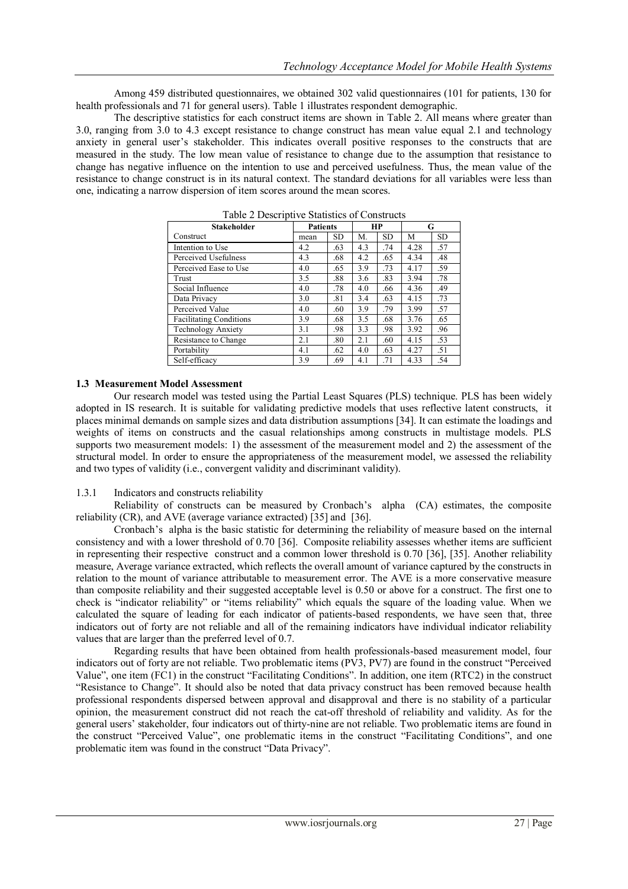Among 459 distributed questionnaires, we obtained 302 valid questionnaires (101 for patients, 130 for health professionals and 71 for general users). Table 1 illustrates respondent demographic.

The descriptive statistics for each construct items are shown in Table 2. All means where greater than 3.0, ranging from 3.0 to 4.3 except resistance to change construct has mean value equal 2.1 and technology anxiety in general user's stakeholder. This indicates overall positive responses to the constructs that are measured in the study. The low mean value of resistance to change due to the assumption that resistance to change has negative influence on the intention to use and perceived usefulness. Thus, the mean value of the resistance to change construct is in its natural context. The standard deviations for all variables were less than one, indicating a narrow dispersion of item scores around the mean scores.

Table 2 Descriptive Statistics of Constructs

| Stakeholder | Patients | | HP | | G | |
|---|---|---|---|---|---|---|
| Construct | mean | SD | M. | SD | M | SD |
| Intention to Use | 4.2 | .63 | 4.3 | .74 | 4.28 | .57 |
| Perceived Usefulness | 4.3 | .68 | 4.2 | .65 | 4.34 | .48 |
| Perceived Ease to Use | 4.0 | .65 | 3.9 | .73 | 4.17 | .59 |
| Trust | 3.5 | .88 | 3.6 | .83 | 3.94 | .78 |
| Social Influence | 4.0 | .78 | 4.0 | .66 | 4.36 | .49 |
| Data Privacy | 3.0 | .81 | 3.4 | .63 | 4.15 | .73 |
| Perceived Value | 4.0 | .60 | 3.9 | .79 | 3.99 | .57 |
| Facilitating Conditions | 3.9 | .68 | 3.5 | .68 | 3.76 | .65 |
| Technology Anxiety | 3.1 | .98 | 3.3 | .98 | 3.92 | .96 |
| Resistance to Change | 2.1 | .80 | 2.1 | .60 | 4.15 | .53 |
| Portability | 4.1 | .62 | 4.0 | .63 | 4.27 | .51 |
| Self-efficacy | 3.9 | .69 | 4.1 | .71 | 4.33 | .54 |

### 1.3 Measurement Model Assessment

Our research model was tested using the Partial Least Squares (PLS) technique. PLS has been widely adopted in IS research. It is suitable for validating predictive models that uses reflective latent constructs, it places minimal demands on sample sizes and data distribution assumptions [34]. It can estimate the loadings and weights of items on constructs and the casual relationships among constructs in multistage models. PLS supports two measurement models: 1) the assessment of the measurement model and 2) the assessment of the structural model. In order to ensure the appropriateness of the measurement model, we assessed the reliability and two types of validity (i.e., convergent validity and discriminant validity).

#### 1.3.1 Indicators and constructs reliability

Reliability of constructs can be measured by Cronbach's alpha (CA) estimates, the composite reliability (CR), and AVE (average variance extracted) [35] and [36].

Cronbach's alpha is the basic statistic for determining the reliability of measure based on the internal consistency and with a lower threshold of 0.70 [36]. Composite reliability assesses whether items are sufficient in representing their respective construct and a common lower threshold is 0.70 [36], [35]. Another reliability measure, Average variance extracted, which reflects the overall amount of variance captured by the constructs in relation to the mount of variance attributable to measurement error. The AVE is a more conservative measure than composite reliability and their suggested acceptable level is 0.50 or above for a construct. The first one to check is "indicator reliability" or "items reliability" which equals the square of the loading value. When we calculated the square of leading for each indicator of patients-based respondents, we have seen that, three indicators out of forty are not reliable and all of the remaining indicators have individual indicator reliability values that are larger than the preferred level of 0.7.

Regarding results that have been obtained from health professionals-based measurement model, four indicators out of forty are not reliable. Two problematic items (PV3, PV7) are found in the construct "Perceived Value", one item (FC1) in the construct "Facilitating Conditions". In addition, one item (RTC2) in the construct "Resistance to Change". It should also be noted that data privacy construct has been removed because health professional respondents dispersed between approval and disapproval and there is no stability of a particular opinion, the measurement construct did not reach the cat-off threshold of reliability and validity. As for the general users' stakeholder, four indicators out of thirty-nine are not reliable. Two problematic items are found in the construct "Perceived Value", one problematic items in the construct "Facilitating Conditions", and one problematic item was found in the construct "Data Privacy".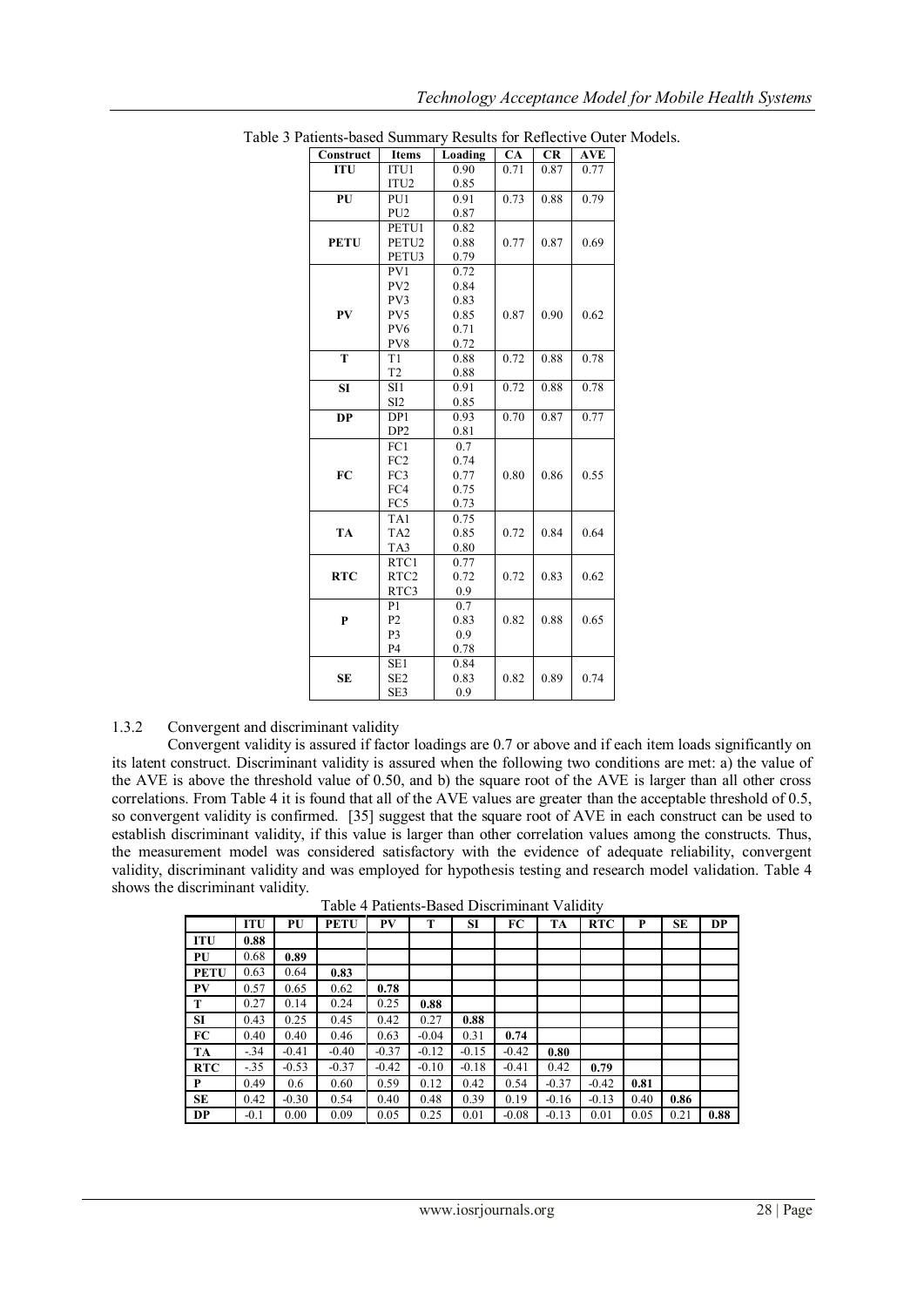Table 3 Patients-based Summary Results for Reflective Outer Models.

| Construct | Items | Loading | CA | CR | AVE |
|---|---|---|---|---|---|
| **ITU** | ITU1 | 0.90 | 0.71 | 0.87 | 0.77 |
| | ITU2 | 0.85 | | | |
| **PU** | PU1 | 0.91 | 0.73 | 0.88 | 0.79 |
| | PU2 | 0.87 | | | |
| **PETU** | PETU1 | 0.82 | 0.77 | 0.87 | 0.69 |
| | PETU2 | 0.88 | | | |
| | PETU3 | 0.79 | | | |
| **PV** | PV1 | 0.72 | 0.87 | 0.90 | 0.62 |
| | PV2 | 0.84 | | | |
| | PV3 | 0.83 | | | |
| | PV5 | 0.85 | | | |
| | PV6 | 0.71 | | | |
| | PV8 | 0.72 | | | |
| **T** | T1 | 0.88 | 0.72 | 0.88 | 0.78 |
| | T2 | 0.88 | | | |
| **SI** | SI1 | 0.91 | 0.72 | 0.88 | 0.78 |
| | SI2 | 0.85 | | | |
| **DP** | DP1 | 0.93 | 0.70 | 0.87 | 0.77 |
| | DP2 | 0.81 | | | |
| **FC** | FC1 | 0.7 | 0.80 | 0.86 | 0.55 |
| | FC2 | 0.74 | | | |
| | FC3 | 0.77 | | | |
| | FC4 | 0.75 | | | |
| | FC5 | 0.73 | | | |
| **TA** | TA1 | 0.75 | 0.72 | 0.84 | 0.64 |
| | TA2 | 0.85 | | | |
| | TA3 | 0.80 | | | |
| **RTC** | RTC1 | 0.77 | 0.72 | 0.83 | 0.62 |
| | RTC2 | 0.72 | | | |
| | RTC3 | 0.9 | | | |
| **P** | P1 | 0.7 | 0.82 | 0.88 | 0.65 |
| | P2 | 0.83 | | | |
| | P3 | 0.9 | | | |
| | P4 | 0.78 | | | |
| **SE** | SE1 | 0.84 | 0.82 | 0.89 | 0.74 |
| | SE2 | 0.83 | | | |
| | SE3 | 0.9 | | | |

1.3.2 Convergent and discriminant validity

Convergent validity is assured if factor loadings are 0.7 or above and if each item loads significantly on its latent construct. Discriminant validity is assured when the following two conditions are met: a) the value of the AVE is above the threshold value of 0.50, and b) the square root of the AVE is larger than all other cross correlations. From Table 4 it is found that all of the AVE values are greater than the acceptable threshold of 0.5, so convergent validity is confirmed. [35] suggest that the square root of AVE in each construct can be used to establish discriminant validity, if this value is larger than other correlation values among the constructs. Thus, the measurement model was considered satisfactory with the evidence of adequate reliability, convergent validity, discriminant validity and was employed for hypothesis testing and research model validation. Table 4 shows the discriminant validity.

Table 4 Patients-Based Discriminant Validity

| | ITU | PU | PETU | PV | T | SI | FC | TA | RTC | P | SE | DP |
|---|---|---|---|---|---|---|---|---|---|---|---|---|
| **ITU** | **0.88** | | | | | | | | | | | |
| **PU** | 0.68 | **0.89** | | | | | | | | | | |
| **PETU** | 0.63 | 0.64 | **0.83** | | | | | | | | | |
| **PV** | 0.57 | 0.65 | 0.62 | **0.78** | | | | | | | | |
| **T** | 0.27 | 0.14 | 0.24 | 0.25 | **0.88** | | | | | | | |
| **SI** | 0.43 | 0.25 | 0.45 | 0.42 | 0.27 | **0.88** | | | | | | |
| **FC** | 0.40 | 0.40 | 0.46 | 0.63 | -0.04 | 0.31 | **0.74** | | | | | |
| **TA** | -.34 | -0.41 | -0.40 | -0.37 | -0.12 | -0.15 | -0.42 | **0.80** | | | | |
| **RTC** | -.35 | -0.53 | -0.37 | -0.42 | -0.10 | -0.18 | -0.41 | 0.42 | **0.79** | | | |
| **P** | 0.49 | 0.6 | 0.60 | 0.59 | 0.12 | 0.42 | 0.54 | -0.37 | -0.42 | **0.81** | | |
| **SE** | 0.42 | -0.30 | 0.54 | 0.40 | 0.48 | 0.39 | 0.19 | -0.16 | -0.13 | 0.40 | **0.86** | |
| **DP** | -0.1 | 0.00 | 0.09 | 0.05 | 0.25 | 0.01 | -0.08 | -0.13 | 0.01 | 0.05 | 0.21 | **0.88** |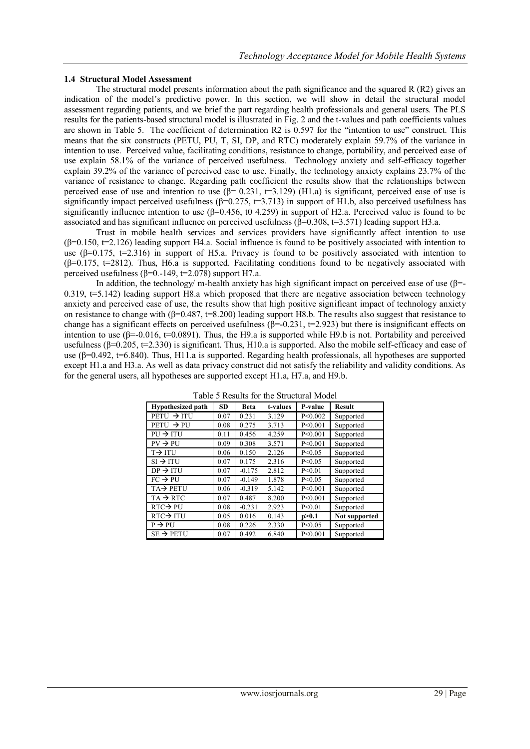### 1.4 Structural Model Assessment

The structural model presents information about the path significance and the squared R (R2) gives an indication of the model's predictive power. In this section, we will show in detail the structural model assessment regarding patients, and we brief the part regarding health professionals and general users. The PLS results for the patients-based structural model is illustrated in Fig. 2 and the t-values and path coefficients values are shown in Table 5. The coefficient of determination R2 is 0.597 for the "intention to use" construct. This means that the six constructs (PETU, PU, T, SI, DP, and RTC) moderately explain 59.7% of the variance in intention to use. Perceived value, facilitating conditions, resistance to change, portability, and perceived ease of use explain 58.1% of the variance of perceived usefulness. Technology anxiety and self-efficacy together explain 39.2% of the variance of perceived ease to use. Finally, the technology anxiety explains 23.7% of the variance of resistance to change. Regarding path coefficient the results show that the relationships between perceived ease of use and intention to use (β= 0.231, t=3.129) (H1.a) is significant, perceived ease of use is significantly impact perceived usefulness (β=0.275, t=3.713) in support of H1.b, also perceived usefulness has significantly influence intention to use (β=0.456, t0 4.259) in support of H2.a. Perceived value is found to be associated and has significant influence on perceived usefulness (β=0.308, t=3.571) leading support H3.a.

Trust in mobile health services and services providers have significantly affect intention to use (β=0.150, t=2.126) leading support H4.a. Social influence is found to be positively associated with intention to use (β=0.175, t=2.316) in support of H5.a. Privacy is found to be positively associated with intention to use (β=0.175, t=2812). Thus, H6.a is supported. Facilitating conditions found to be negatively associated with perceived usefulness (β=0.-149, t=2.078) support H7.a.

In addition, the technology/ m-health anxiety has high significant impact on perceived ease of use (β=-0.319, t=5.142) leading support H8.a which proposed that there are negative association between technology anxiety and perceived ease of use, the results show that high positive significant impact of technology anxiety on resistance to change with (β=0.487, t=8.200) leading support H8.b. The results also suggest that resistance to change has a significant effects on perceived usefulness (β=-0.231, t=2.923) but there is insignificant effects on intention to use (β=-0.016, t=0.0891). Thus, the H9.a is supported while H9.b is not. Portability and perceived usefulness (β=0.205, t=2.330) is significant. Thus, H10.a is supported. Also the mobile self-efficacy and ease of use (β=0.492, t=6.840). Thus, H11.a is supported. Regarding health professionals, all hypotheses are supported except H1.a and H3.a. As well as data privacy construct did not satisfy the reliability and validity conditions. As for the general users, all hypotheses are supported except H1.a, H7.a, and H9.b.

Table 5 Results for the Structural Model

| Hypothesized path | SD | Beta | t-values | P-value | Result |
|---|---|---|---|---|---|
| PETU → ITU | 0.07 | 0.231 | 3.129 | P<0.002 | Supported |
| PETU → PU | 0.08 | 0.275 | 3.713 | P<0.001 | Supported |
| PU → ITU | 0.11 | 0.456 | 4.259 | P<0.001 | Supported |
| PV → PU | 0.09 | 0.308 | 3.571 | P<0.001 | Supported |
| T→ ITU | 0.06 | 0.150 | 2.126 | P<0.05 | Supported |
| SI → ITU | 0.07 | 0.175 | 2.316 | P<0.05 | Supported |
| DP → ITU | 0.07 | -0.175 | 2.812 | P<0.01 | Supported |
| FC → PU | 0.07 | -0.149 | 1.878 | P<0.05 | Supported |
| TA→ PETU | 0.06 | -0.319 | 5.142 | P<0.001 | Supported |
| TA → RTC | 0.07 | 0.487 | 8.200 | P<0.001 | Supported |
| RTC→ PU | 0.08 | -0.231 | 2.923 | P<0.01 | Supported |
| RTC→ ITU | 0.05 | 0.016 | 0.143 | **p>0.1** | **Not supported** |
| P → PU | 0.08 | 0.226 | 2.330 | P<0.05 | Supported |
| SE → PETU | 0.07 | 0.492 | 6.840 | P<0.001 | Supported |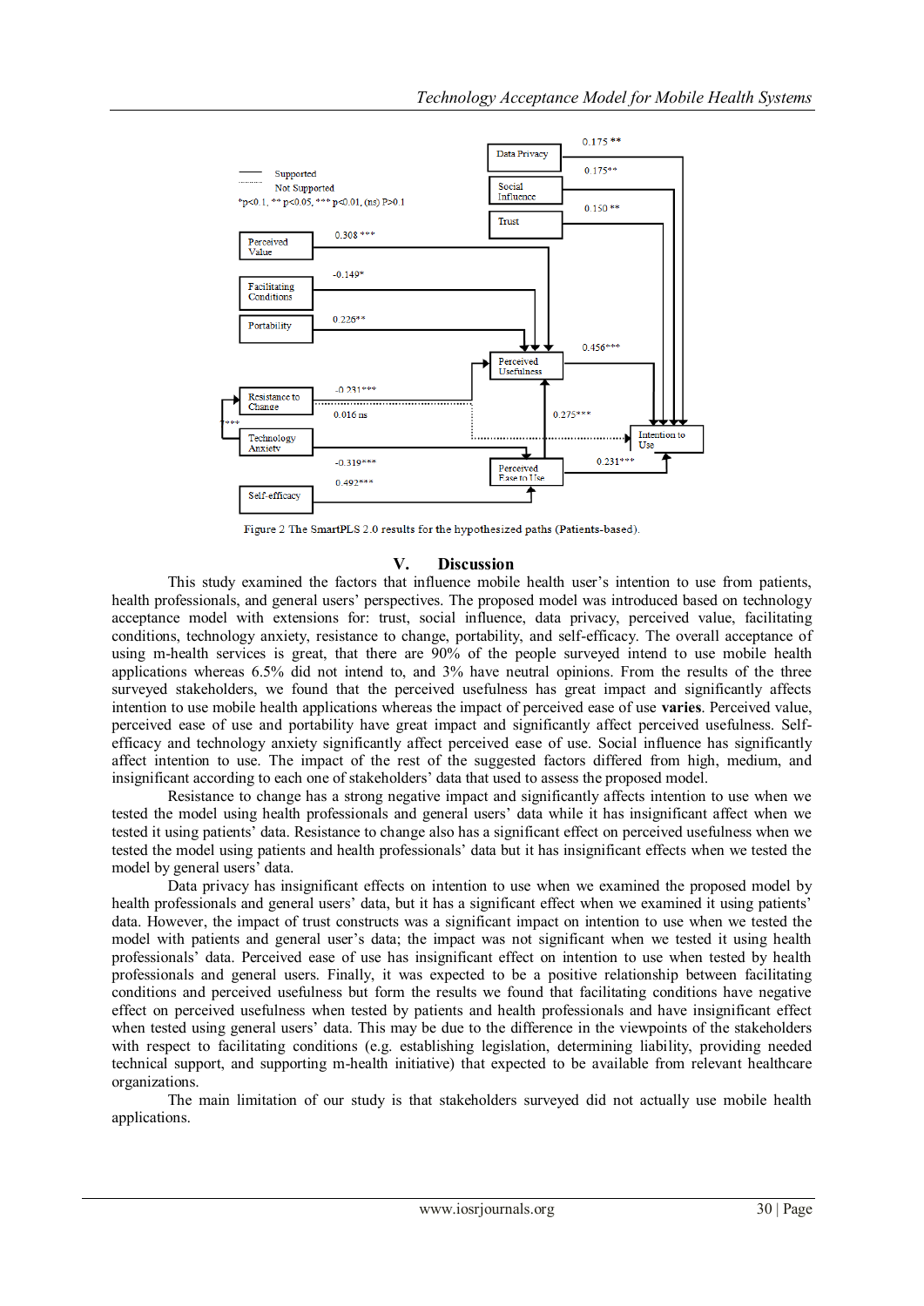Supported

Not Supported

*p<0.1, ** p<0.05, *** p<0.01, (ns) P>0.1

Figure 2 The SmartPLS 2.0 results for the hypothesized paths (Patients-based).

## V. Discussion

This study examined the factors that influence mobile health user's intention to use from patients, health professionals, and general users' perspectives. The proposed model was introduced based on technology acceptance model with extensions for: trust, social influence, data privacy, perceived value, facilitating conditions, technology anxiety, resistance to change, portability, and self-efficacy. The overall acceptance of using m-health services is great, that there are 90% of the people surveyed intend to use mobile health applications whereas 6.5% did not intend to, and 3% have neutral opinions. From the results of the three surveyed stakeholders, we found that the perceived usefulness has great impact and significantly affects intention to use mobile health applications whereas the impact of perceived ease of use **varies**. Perceived value, perceived ease of use and portability have great impact and significantly affect perceived usefulness. Self-efficacy and technology anxiety significantly affect perceived ease of use. Social influence has significantly affect intention to use. The impact of the rest of the suggested factors differed from high, medium, and insignificant according to each one of stakeholders' data that used to assess the proposed model.

Resistance to change has a strong negative impact and significantly affects intention to use when we tested the model using health professionals and general users' data while it has insignificant affect when we tested it using patients' data. Resistance to change also has a significant effect on perceived usefulness when we tested the model using patients and health professionals' data but it has insignificant effects when we tested the model by general users' data.

Data privacy has insignificant effects on intention to use when we examined the proposed model by health professionals and general users' data, but it has a significant effect when we examined it using patients' data. However, the impact of trust constructs was a significant impact on intention to use when we tested the model with patients and general user's data; the impact was not significant when we tested it using health professionals' data. Perceived ease of use has insignificant effect on intention to use when tested by health professionals and general users. Finally, it was expected to be a positive relationship between facilitating conditions and perceived usefulness but form the results we found that facilitating conditions have negative effect on perceived usefulness when tested by patients and health professionals and have insignificant effect when tested using general users' data. This may be due to the difference in the viewpoints of the stakeholders with respect to facilitating conditions (e.g. establishing legislation, determining liability, providing needed technical support, and supporting m-health initiative) that expected to be available from relevant healthcare organizations.

The main limitation of our study is that stakeholders surveyed did not actually use mobile health applications.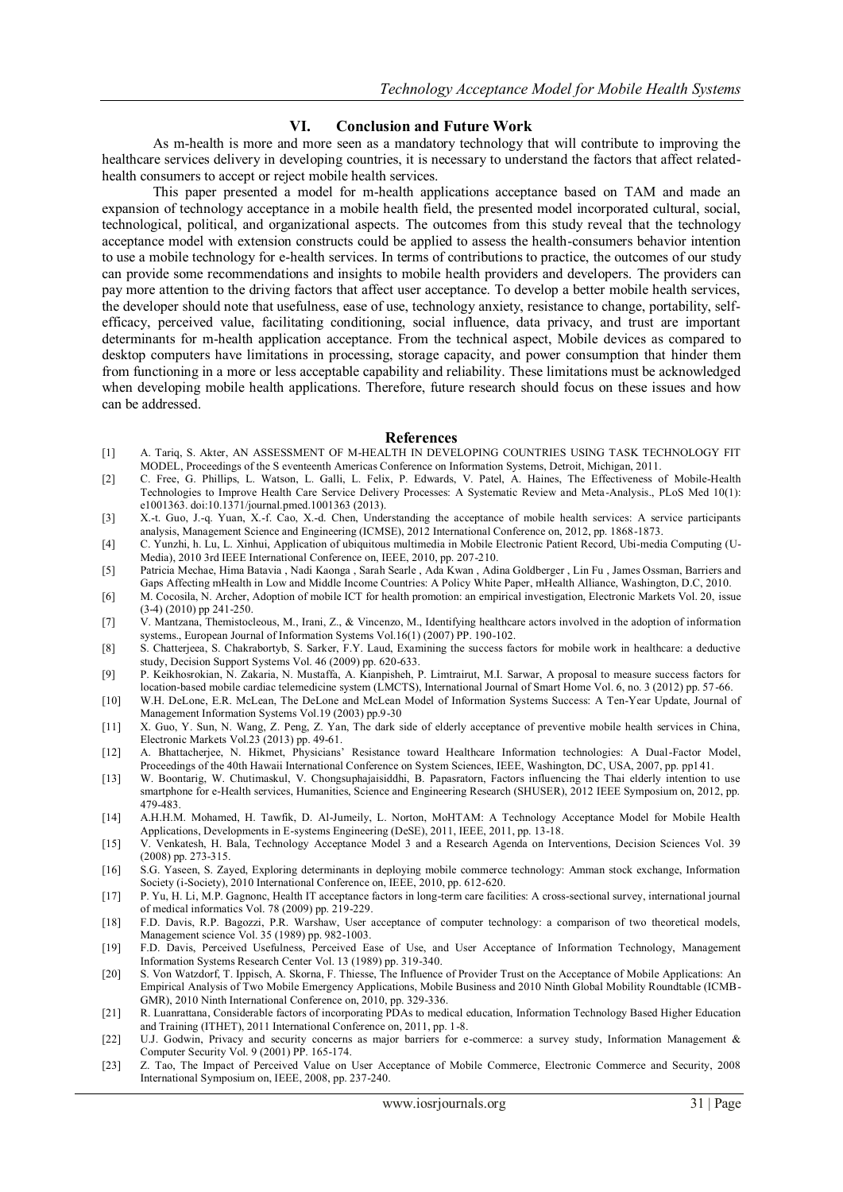## VI. Conclusion and Future Work

As m-health is more and more seen as a mandatory technology that will contribute to improving the healthcare services delivery in developing countries, it is necessary to understand the factors that affect related-health consumers to accept or reject mobile health services.

This paper presented a model for m-health applications acceptance based on TAM and made an expansion of technology acceptance in a mobile health field, the presented model incorporated cultural, social, technological, political, and organizational aspects. The outcomes from this study reveal that the technology acceptance model with extension constructs could be applied to assess the health-consumers behavior intention to use a mobile technology for e-health services. In terms of contributions to practice, the outcomes of our study can provide some recommendations and insights to mobile health providers and developers. The providers can pay more attention to the driving factors that affect user acceptance. To develop a better mobile health services, the developer should note that usefulness, ease of use, technology anxiety, resistance to change, portability, self-efficacy, perceived value, facilitating conditioning, social influence, data privacy, and trust are important determinants for m-health application acceptance. From the technical aspect, Mobile devices as compared to desktop computers have limitations in processing, storage capacity, and power consumption that hinder them from functioning in a more or less acceptable capability and reliability. These limitations must be acknowledged when developing mobile health applications. Therefore, future research should focus on these issues and how can be addressed.

## References

[1] A. Tariq, S. Akter, AN ASSESSMENT OF M-HEALTH IN DEVELOPING COUNTRIES USING TASK TECHNOLOGY FIT MODEL, Proceedings of the S eventeenth Americas Conference on Information Systems, Detroit, Michigan, 2011.

[2] C. Free, G. Phillips, L. Watson, L. Galli, L. Felix, P. Edwards, V. Patel, A. Haines, The Effectiveness of Mobile-Health Technologies to Improve Health Care Service Delivery Processes: A Systematic Review and Meta-Analysis., PLoS Med 10(1): e1001363. doi:10.1371/journal.pmed.1001363 (2013).

[3] X.-t. Guo, J.-q. Yuan, X.-f. Cao, X.-d. Chen, Understanding the acceptance of mobile health services: A service participants analysis, Management Science and Engineering (ICMSE), 2012 International Conference on, 2012, pp. 1868-1873.

[4] C. Yunzhi, h. Lu, L. Xinhui, Application of ubiquitous multimedia in Mobile Electronic Patient Record, Ubi-media Computing (U-Media), 2010 3rd IEEE International Conference on, IEEE, 2010, pp. 207-210.

[5] Patricia Mechae, Hima Batavia , Nadi Kaonga , Sarah Searle , Ada Kwan , Adina Goldberger , Lin Fu , James Ossman, Barriers and Gaps Affecting mHealth in Low and Middle Income Countries: A Policy White Paper, mHealth Alliance, Washington, D.C, 2010.

[6] M. Cocosila, N. Archer, Adoption of mobile ICT for health promotion: an empirical investigation, Electronic Markets Vol. 20, issue (3-4) (2010) pp 241-250.

[7] V. Mantzana, Themistocleous, M., Irani, Z., & Vincenzo, M., Identifying healthcare actors involved in the adoption of information systems., European Journal of Information Systems Vol.16(1) (2007) PP. 190-102.

[8] S. Chatterjeea, S. Chakrabortyb, S. Sarker, F.Y. Laud, Examining the success factors for mobile work in healthcare: a deductive study, Decision Support Systems Vol. 46 (2009) pp. 620-633.

[9] P. Keikhosrokian, N. Zakaria, N. Mustaffa, A. Kianpisheh, P. Limtrairut, M.I. Sarwar, A proposal to measure success factors for location-based mobile cardiac telemedicine system (LMCTS), International Journal of Smart Home Vol. 6, no. 3 (2012) pp. 57-66.

[10] W.H. DeLone, E.R. McLean, The DeLone and McLean Model of Information Systems Success: A Ten-Year Update, Journal of Management Information Systems Vol.19 (2003) pp.9-30

[11] X. Guo, Y. Sun, N. Wang, Z. Peng, Z. Yan, The dark side of elderly acceptance of preventive mobile health services in China, Electronic Markets Vol.23 (2013) pp. 49-61.

[12] A. Bhattacherjee, N. Hikmet, Physicians' Resistance toward Healthcare Information technologies: A Dual-Factor Model, Proceedings of the 40th Hawaii International Conference on System Sciences, IEEE, Washington, DC, USA, 2007, pp. pp141.

[13] W. Boontarig, W. Chutimaskul, V. Chongsuphajaisiddhi, B. Papasratorn, Factors influencing the Thai elderly intention to use smartphone for e-Health services, Humanities, Science and Engineering Research (SHUSER), 2012 IEEE Symposium on, 2012, pp. 479-483.

[14] A.H.H.M. Mohamed, H. Tawfik, D. Al-Jumeily, L. Norton, MoHTAM: A Technology Acceptance Model for Mobile Health Applications, Developments in E-systems Engineering (DeSE), 2011, IEEE, 2011, pp. 13-18.

[15] V. Venkatesh, H. Bala, Technology Acceptance Model 3 and a Research Agenda on Interventions, Decision Sciences Vol. 39 (2008) pp. 273-315.

[16] S.G. Yaseen, S. Zayed, Exploring determinants in deploying mobile commerce technology: Amman stock exchange, Information Society (i-Society), 2010 International Conference on, IEEE, 2010, pp. 612-620.

[17] P. Yu, H. Li, M.P. Gagnonc, Health IT acceptance factors in long-term care facilities: A cross-sectional survey, international journal of medical informatics Vol. 78 (2009) pp. 219-229.

[18] F.D. Davis, R.P. Bagozzi, P.R. Warshaw, User acceptance of computer technology: a comparison of two theoretical models, Management science Vol. 35 (1989) pp. 982-1003.

[19] F.D. Davis, Perceived Usefulness, Perceived Ease of Use, and User Acceptance of Information Technology, Management Information Systems Research Center Vol. 13 (1989) pp. 319-340.

[20] S. Von Watzdorf, T. Ippisch, A. Skorna, F. Thiesse, The Influence of Provider Trust on the Acceptance of Mobile Applications: An Empirical Analysis of Two Mobile Emergency Applications, Mobile Business and 2010 Ninth Global Mobility Roundtable (ICMB-GMR), 2010 Ninth International Conference on, 2010, pp. 329-336.

[21] R. Luanrattana, Considerable factors of incorporating PDAs to medical education, Information Technology Based Higher Education and Training (ITHET), 2011 International Conference on, 2011, pp. 1-8.

[22] U.J. Godwin, Privacy and security concerns as major barriers for e-commerce: a survey study, Information Management & Computer Security Vol. 9 (2001) PP. 165-174.

[23] Z. Tao, The Impact of Perceived Value on User Acceptance of Mobile Commerce, Electronic Commerce and Security, 2008 International Symposium on, IEEE, 2008, pp. 237-240.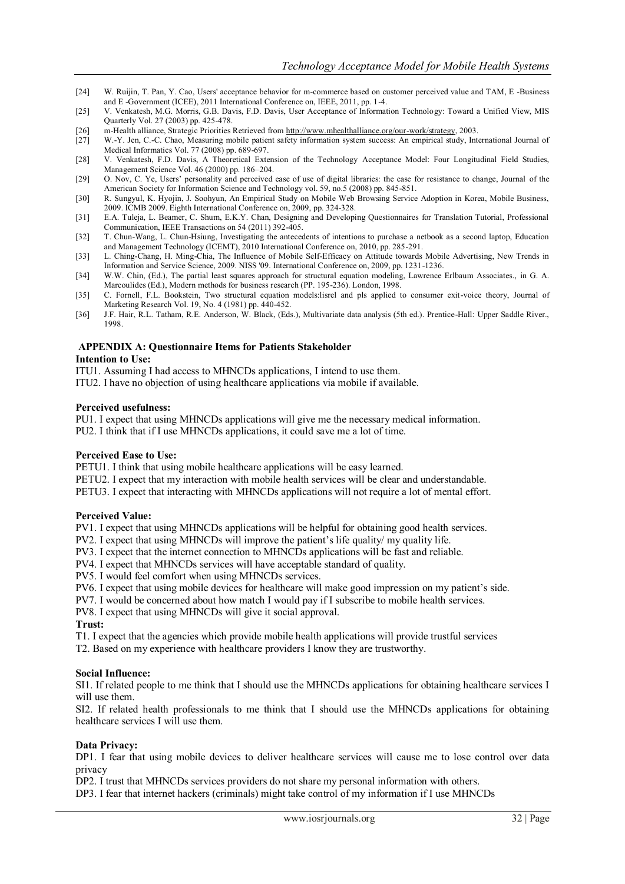[24] W. Ruijin, T. Pan, Y. Cao, Users' acceptance behavior for m-commerce based on customer perceived value and TAM, E -Business and E -Government (ICEE), 2011 International Conference on, IEEE, 2011, pp. 1-4.

[25] V. Venkatesh, M.G. Morris, G.B. Davis, F.D. Davis, User Acceptance of Information Technology: Toward a Unified View, MIS Quarterly Vol. 27 (2003) pp. 425-478.

[26] m-Health alliance, Strategic Priorities Retrieved from http://www.mhealthalliance.org/our-work/strategy, 2003.

[27] W.-Y. Jen, C.-C. Chao, Measuring mobile patient safety information system success: An empirical study, International Journal of Medical Informatics Vol. 77 (2008) pp. 689-697.

[28] V. Venkatesh, F.D. Davis, A Theoretical Extension of the Technology Acceptance Model: Four Longitudinal Field Studies, Management Science Vol. 46 (2000) pp. 186–204.

[29] O. Nov, C. Ye, Users' personality and perceived ease of use of digital libraries: the case for resistance to change, Journal of the American Society for Information Science and Technology vol. 59, no.5 (2008) pp. 845-851.

[30] R. Sungyul, K. Hyojin, J. Soohyun, An Empirical Study on Mobile Web Browsing Service Adoption in Korea, Mobile Business, 2009. ICMB 2009. Eighth International Conference on, 2009, pp. 324-328.

[31] E.A. Tuleja, L. Beamer, C. Shum, E.K.Y. Chan, Designing and Developing Questionnaires for Translation Tutorial, Professional Communication, IEEE Transactions on 54 (2011) 392-405.

[32] T. Chun-Wang, L. Chun-Hsiung, Investigating the antecedents of intentions to purchase a netbook as a second laptop, Education and Management Technology (ICEMT), 2010 International Conference on, 2010, pp. 285-291.

[33] L. Ching-Chang, H. Ming-Chia, The Influence of Mobile Self-Efficacy on Attitude towards Mobile Advertising, New Trends in Information and Service Science, 2009. NISS '09. International Conference on, 2009, pp. 1231-1236.

[34] W.W. Chin, (Ed.), The partial least squares approach for structural equation modeling, Lawrence Erlbaum Associates., in G. A. Marcoulides (Ed.), Modern methods for business research (PP. 195-236). London, 1998.

[35] C. Fornell, F.L. Bookstein, Two structural equation models:lisrel and pls applied to consumer exit-voice theory, Journal of Marketing Research Vol. 19, No. 4 (1981) pp. 440-452.

[36] J.F. Hair, R.L. Tatham, R.E. Anderson, W. Black, (Eds.), Multivariate data analysis (5th ed.). Prentice-Hall: Upper Saddle River., 1998.

## APPENDIX A: Questionnaire Items for Patients Stakeholder

**Intention to Use:**

ITU1. Assuming I had access to MHNCDs applications, I intend to use them.

ITU2. I have no objection of using healthcare applications via mobile if available.

**Perceived usefulness:**

PU1. I expect that using MHNCDs applications will give me the necessary medical information.

PU2. I think that if I use MHNCDs applications, it could save me a lot of time.

**Perceived Ease to Use:**

PETU1. I think that using mobile healthcare applications will be easy learned.

PETU2. I expect that my interaction with mobile health services will be clear and understandable.

PETU3. I expect that interacting with MHNCDs applications will not require a lot of mental effort.

**Perceived Value:**

PV1. I expect that using MHNCDs applications will be helpful for obtaining good health services.

PV2. I expect that using MHNCDs will improve the patient's life quality/ my quality life.

PV3. I expect that the internet connection to MHNCDs applications will be fast and reliable.

PV4. I expect that MHNCDs services will have acceptable standard of quality.

PV5. I would feel comfort when using MHNCDs services.

PV6. I expect that using mobile devices for healthcare will make good impression on my patient's side.

PV7. I would be concerned about how match I would pay if I subscribe to mobile health services.

PV8. I expect that using MHNCDs will give it social approval.

**Trust:**

T1. I expect that the agencies which provide mobile health applications will provide trustful services

T2. Based on my experience with healthcare providers I know they are trustworthy.

**Social Influence:**

SI1. If related people to me think that I should use the MHNCDs applications for obtaining healthcare services I will use them.

SI2. If related health professionals to me think that I should use the MHNCDs applications for obtaining healthcare services I will use them.

**Data Privacy:**

DP1. I fear that using mobile devices to deliver healthcare services will cause me to lose control over data privacy

DP2. I trust that MHNCDs services providers do not share my personal information with others.

DP3. I fear that internet hackers (criminals) might take control of my information if I use MHNCDs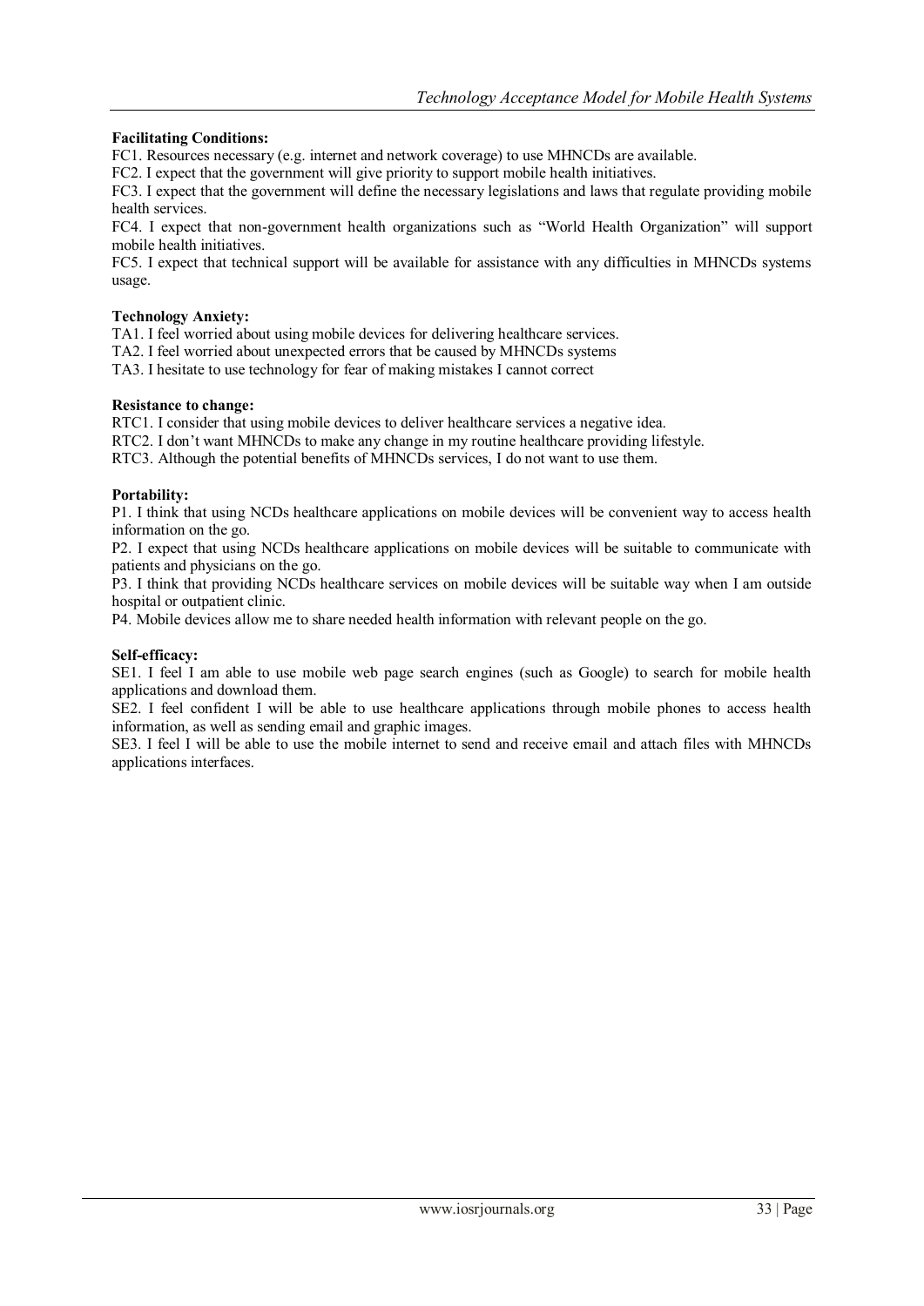**Facilitating Conditions:**

FC1. Resources necessary (e.g. internet and network coverage) to use MHNCDs are available.

FC2. I expect that the government will give priority to support mobile health initiatives.

FC3. I expect that the government will define the necessary legislations and laws that regulate providing mobile health services.

FC4. I expect that non-government health organizations such as "World Health Organization" will support mobile health initiatives.

FC5. I expect that technical support will be available for assistance with any difficulties in MHNCDs systems usage.

**Technology Anxiety:**

TA1. I feel worried about using mobile devices for delivering healthcare services.

TA2. I feel worried about unexpected errors that be caused by MHNCDs systems

TA3. I hesitate to use technology for fear of making mistakes I cannot correct

**Resistance to change:**

RTC1. I consider that using mobile devices to deliver healthcare services a negative idea.

RTC2. I don't want MHNCDs to make any change in my routine healthcare providing lifestyle.

RTC3. Although the potential benefits of MHNCDs services, I do not want to use them.

**Portability:**

P1. I think that using NCDs healthcare applications on mobile devices will be convenient way to access health information on the go.

P2. I expect that using NCDs healthcare applications on mobile devices will be suitable to communicate with patients and physicians on the go.

P3. I think that providing NCDs healthcare services on mobile devices will be suitable way when I am outside hospital or outpatient clinic.

P4. Mobile devices allow me to share needed health information with relevant people on the go.

**Self-efficacy:**

SE1. I feel I am able to use mobile web page search engines (such as Google) to search for mobile health applications and download them.

SE2. I feel confident I will be able to use healthcare applications through mobile phones to access health information, as well as sending email and graphic images.

SE3. I feel I will be able to use the mobile internet to send and receive email and attach files with MHNCDs applications interfaces.